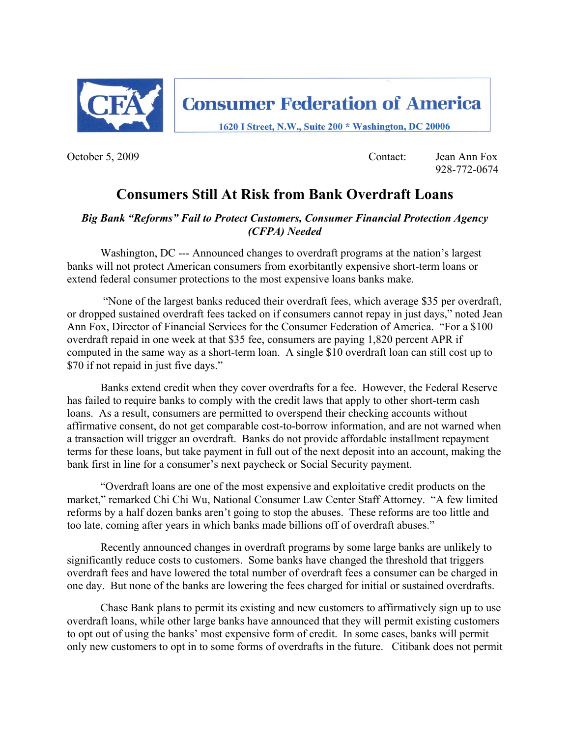**Consumer Federation of America**

1620 I Street, N.W., Suite 200 * Washington, DC 20006

October 5, 2009

Contact: Jean Ann Fox
928-772-0674

# Consumers Still At Risk from Bank Overdraft Loans

***Big Bank "Reforms" Fail to Protect Customers, Consumer Financial Protection Agency (CFPA) Needed***

Washington, DC --- Announced changes to overdraft programs at the nation's largest banks will not protect American consumers from exorbitantly expensive short-term loans or extend federal consumer protections to the most expensive loans banks make.

"None of the largest banks reduced their overdraft fees, which average $35 per overdraft, or dropped sustained overdraft fees tacked on if consumers cannot repay in just days," noted Jean Ann Fox, Director of Financial Services for the Consumer Federation of America. "For a $100 overdraft repaid in one week at that $35 fee, consumers are paying 1,820 percent APR if computed in the same way as a short-term loan. A single $10 overdraft loan can still cost up to $70 if not repaid in just five days."

Banks extend credit when they cover overdrafts for a fee. However, the Federal Reserve has failed to require banks to comply with the credit laws that apply to other short-term cash loans. As a result, consumers are permitted to overspend their checking accounts without affirmative consent, do not get comparable cost-to-borrow information, and are not warned when a transaction will trigger an overdraft. Banks do not provide affordable installment repayment terms for these loans, but take payment in full out of the next deposit into an account, making the bank first in line for a consumer's next paycheck or Social Security payment.

"Overdraft loans are one of the most expensive and exploitative credit products on the market," remarked Chi Chi Wu, National Consumer Law Center Staff Attorney. "A few limited reforms by a half dozen banks aren't going to stop the abuses. These reforms are too little and too late, coming after years in which banks made billions off of overdraft abuses."

Recently announced changes in overdraft programs by some large banks are unlikely to significantly reduce costs to customers. Some banks have changed the threshold that triggers overdraft fees and have lowered the total number of overdraft fees a consumer can be charged in one day. But none of the banks are lowering the fees charged for initial or sustained overdrafts.

Chase Bank plans to permit its existing and new customers to affirmatively sign up to use overdraft loans, while other large banks have announced that they will permit existing customers to opt out of using the banks' most expensive form of credit. In some cases, banks will permit only new customers to opt in to some forms of overdrafts in the future. Citibank does not permit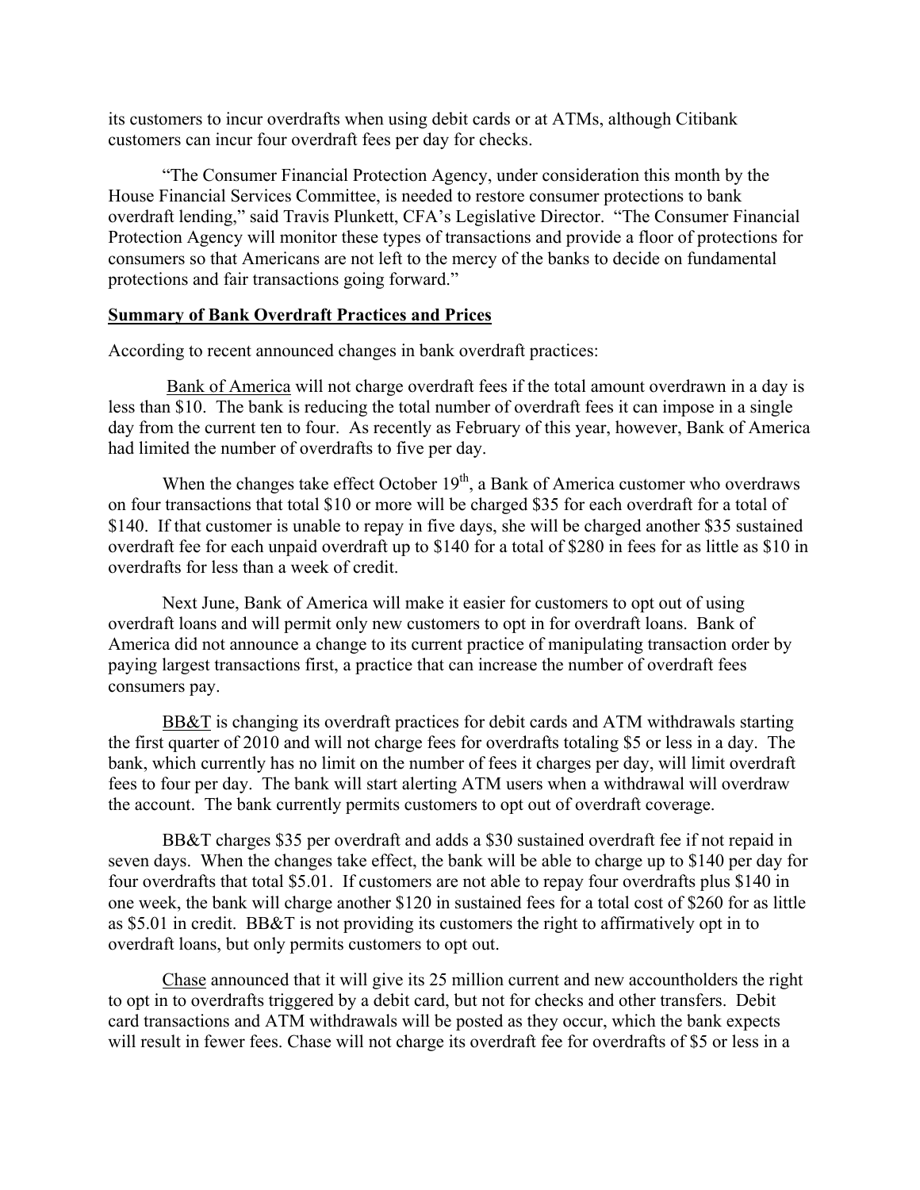its customers to incur overdrafts when using debit cards or at ATMs, although Citibank customers can incur four overdraft fees per day for checks.

"The Consumer Financial Protection Agency, under consideration this month by the House Financial Services Committee, is needed to restore consumer protections to bank overdraft lending," said Travis Plunkett, CFA's Legislative Director. "The Consumer Financial Protection Agency will monitor these types of transactions and provide a floor of protections for consumers so that Americans are not left to the mercy of the banks to decide on fundamental protections and fair transactions going forward."

**Summary of Bank Overdraft Practices and Prices**

According to recent announced changes in bank overdraft practices:

Bank of America will not charge overdraft fees if the total amount overdrawn in a day is less than $10. The bank is reducing the total number of overdraft fees it can impose in a single day from the current ten to four. As recently as February of this year, however, Bank of America had limited the number of overdrafts to five per day.

When the changes take effect October 19th, a Bank of America customer who overdraws on four transactions that total $10 or more will be charged $35 for each overdraft for a total of $140. If that customer is unable to repay in five days, she will be charged another $35 sustained overdraft fee for each unpaid overdraft up to $140 for a total of $280 in fees for as little as $10 in overdrafts for less than a week of credit.

Next June, Bank of America will make it easier for customers to opt out of using overdraft loans and will permit only new customers to opt in for overdraft loans. Bank of America did not announce a change to its current practice of manipulating transaction order by paying largest transactions first, a practice that can increase the number of overdraft fees consumers pay.

BB&T is changing its overdraft practices for debit cards and ATM withdrawals starting the first quarter of 2010 and will not charge fees for overdrafts totaling $5 or less in a day. The bank, which currently has no limit on the number of fees it charges per day, will limit overdraft fees to four per day. The bank will start alerting ATM users when a withdrawal will overdraw the account. The bank currently permits customers to opt out of overdraft coverage.

BB&T charges $35 per overdraft and adds a $30 sustained overdraft fee if not repaid in seven days. When the changes take effect, the bank will be able to charge up to $140 per day for four overdrafts that total $5.01. If customers are not able to repay four overdrafts plus $140 in one week, the bank will charge another $120 in sustained fees for a total cost of $260 for as little as $5.01 in credit. BB&T is not providing its customers the right to affirmatively opt in to overdraft loans, but only permits customers to opt out.

Chase announced that it will give its 25 million current and new accountholders the right to opt in to overdrafts triggered by a debit card, but not for checks and other transfers. Debit card transactions and ATM withdrawals will be posted as they occur, which the bank expects will result in fewer fees. Chase will not charge its overdraft fee for overdrafts of $5 or less in a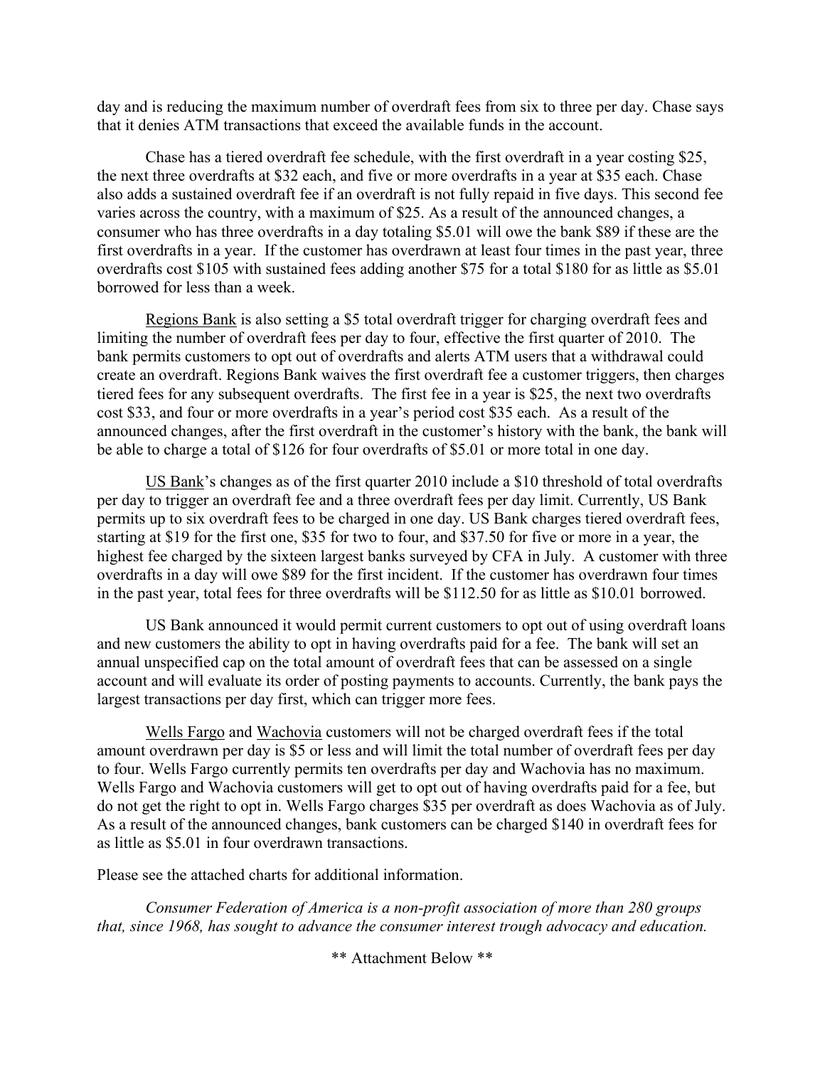day and is reducing the maximum number of overdraft fees from six to three per day. Chase says that it denies ATM transactions that exceed the available funds in the account.

Chase has a tiered overdraft fee schedule, with the first overdraft in a year costing $25, the next three overdrafts at $32 each, and five or more overdrafts in a year at $35 each. Chase also adds a sustained overdraft fee if an overdraft is not fully repaid in five days. This second fee varies across the country, with a maximum of $25. As a result of the announced changes, a consumer who has three overdrafts in a day totaling $5.01 will owe the bank $89 if these are the first overdrafts in a year. If the customer has overdrawn at least four times in the past year, three overdrafts cost $105 with sustained fees adding another $75 for a total $180 for as little as $5.01 borrowed for less than a week.

Regions Bank is also setting a $5 total overdraft trigger for charging overdraft fees and limiting the number of overdraft fees per day to four, effective the first quarter of 2010. The bank permits customers to opt out of overdrafts and alerts ATM users that a withdrawal could create an overdraft. Regions Bank waives the first overdraft fee a customer triggers, then charges tiered fees for any subsequent overdrafts. The first fee in a year is $25, the next two overdrafts cost $33, and four or more overdrafts in a year's period cost $35 each. As a result of the announced changes, after the first overdraft in the customer's history with the bank, the bank will be able to charge a total of $126 for four overdrafts of $5.01 or more total in one day.

US Bank's changes as of the first quarter 2010 include a $10 threshold of total overdrafts per day to trigger an overdraft fee and a three overdraft fees per day limit. Currently, US Bank permits up to six overdraft fees to be charged in one day. US Bank charges tiered overdraft fees, starting at $19 for the first one, $35 for two to four, and $37.50 for five or more in a year, the highest fee charged by the sixteen largest banks surveyed by CFA in July. A customer with three overdrafts in a day will owe $89 for the first incident. If the customer has overdrawn four times in the past year, total fees for three overdrafts will be $112.50 for as little as $10.01 borrowed.

US Bank announced it would permit current customers to opt out of using overdraft loans and new customers the ability to opt in having overdrafts paid for a fee. The bank will set an annual unspecified cap on the total amount of overdraft fees that can be assessed on a single account and will evaluate its order of posting payments to accounts. Currently, the bank pays the largest transactions per day first, which can trigger more fees.

Wells Fargo and Wachovia customers will not be charged overdraft fees if the total amount overdrawn per day is $5 or less and will limit the total number of overdraft fees per day to four. Wells Fargo currently permits ten overdrafts per day and Wachovia has no maximum. Wells Fargo and Wachovia customers will get to opt out of having overdrafts paid for a fee, but do not get the right to opt in. Wells Fargo charges $35 per overdraft as does Wachovia as of July. As a result of the announced changes, bank customers can be charged $140 in overdraft fees for as little as $5.01 in four overdrawn transactions.

Please see the attached charts for additional information.

*Consumer Federation of America is a non-profit association of more than 280 groups that, since 1968, has sought to advance the consumer interest trough advocacy and education.*

** Attachment Below **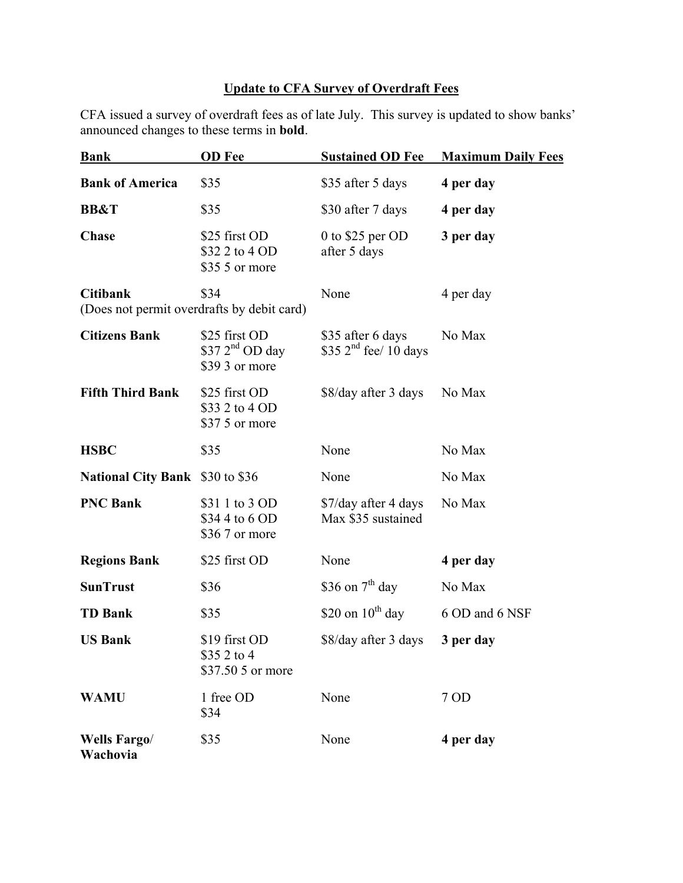## Update to CFA Survey of Overdraft Fees

CFA issued a survey of overdraft fees as of late July. This survey is updated to show banks' announced changes to these terms in **bold**.

| Bank | OD Fee | Sustained OD Fee | Maximum Daily Fees |
|---|---|---|---|
| **Bank of America** | $35 | $35 after 5 days | **4 per day** |
| **BB&T** | $35 | $30 after 7 days | **4 per day** |
| **Chase** | $25 first OD<br>$32 2 to 4 OD<br>$35 5 or more | 0 to $25 per OD after 5 days | **3 per day** |
| **Citibank**<br>(Does not permit overdrafts by debit card) | $34 | None | 4 per day |
| **Citizens Bank** | $25 first OD<br>$37 2nd OD day<br>$39 3 or more | $35 after 6 days<br>$35 2nd fee/ 10 days | No Max |
| **Fifth Third Bank** | $25 first OD<br>$33 2 to 4 OD<br>$37 5 or more | $8/day after 3 days | No Max |
| **HSBC** | $35 | None | No Max |
| **National City Bank** | $30 to $36 | None | No Max |
| **PNC Bank** | $31 1 to 3 OD<br>$34 4 to 6 OD<br>$36 7 or more | $7/day after 4 days<br>Max $35 sustained | No Max |
| **Regions Bank** | $25 first OD | None | **4 per day** |
| **SunTrust** | $36 | $36 on 7th day | No Max |
| **TD Bank** | $35 | $20 on 10th day | 6 OD and 6 NSF |
| **US Bank** | $19 first OD<br>$35 2 to 4<br>$37.50 5 or more | $8/day after 3 days | **3 per day** |
| **WAMU** | 1 free OD<br>$34 | None | 7 OD |
| **Wells Fargo/ Wachovia** | $35 | None | **4 per day** |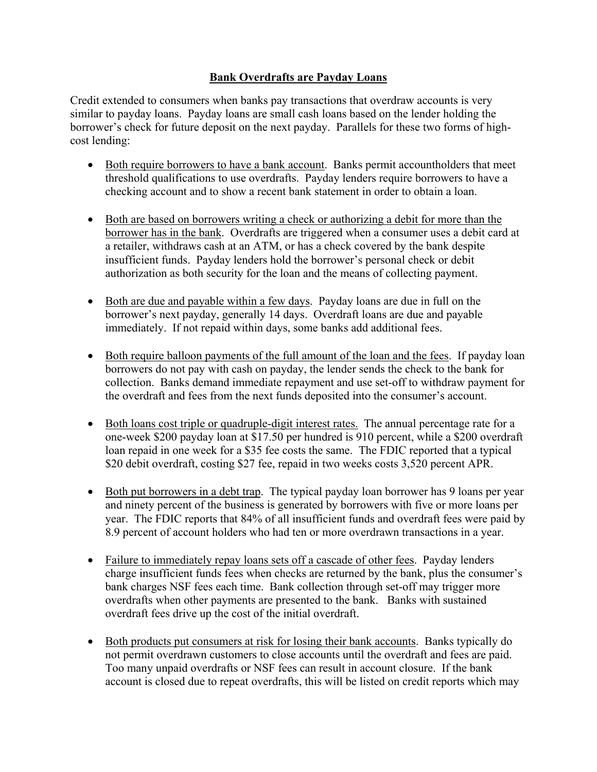## Bank Overdrafts are Payday Loans

Credit extended to consumers when banks pay transactions that overdraw accounts is very similar to payday loans. Payday loans are small cash loans based on the lender holding the borrower's check for future deposit on the next payday. Parallels for these two forms of high-cost lending:

- Both require borrowers to have a bank account. Banks permit accountholders that meet threshold qualifications to use overdrafts. Payday lenders require borrowers to have a checking account and to show a recent bank statement in order to obtain a loan.

- Both are based on borrowers writing a check or authorizing a debit for more than the borrower has in the bank. Overdrafts are triggered when a consumer uses a debit card at a retailer, withdraws cash at an ATM, or has a check covered by the bank despite insufficient funds. Payday lenders hold the borrower's personal check or debit authorization as both security for the loan and the means of collecting payment.

- Both are due and payable within a few days. Payday loans are due in full on the borrower's next payday, generally 14 days. Overdraft loans are due and payable immediately. If not repaid within days, some banks add additional fees.

- Both require balloon payments of the full amount of the loan and the fees. If payday loan borrowers do not pay with cash on payday, the lender sends the check to the bank for collection. Banks demand immediate repayment and use set-off to withdraw payment for the overdraft and fees from the next funds deposited into the consumer's account.

- Both loans cost triple or quadruple-digit interest rates. The annual percentage rate for a one-week $200 payday loan at $17.50 per hundred is 910 percent, while a $200 overdraft loan repaid in one week for a $35 fee costs the same. The FDIC reported that a typical $20 debit overdraft, costing $27 fee, repaid in two weeks costs 3,520 percent APR.

- Both put borrowers in a debt trap. The typical payday loan borrower has 9 loans per year and ninety percent of the business is generated by borrowers with five or more loans per year. The FDIC reports that 84% of all insufficient funds and overdraft fees were paid by 8.9 percent of account holders who had ten or more overdrawn transactions in a year.

- Failure to immediately repay loans sets off a cascade of other fees. Payday lenders charge insufficient funds fees when checks are returned by the bank, plus the consumer's bank charges NSF fees each time. Bank collection through set-off may trigger more overdrafts when other payments are presented to the bank. Banks with sustained overdraft fees drive up the cost of the initial overdraft.

- Both products put consumers at risk for losing their bank accounts. Banks typically do not permit overdrawn customers to close accounts until the overdraft and fees are paid. Too many unpaid overdrafts or NSF fees can result in account closure. If the bank account is closed due to repeat overdrafts, this will be listed on credit reports which may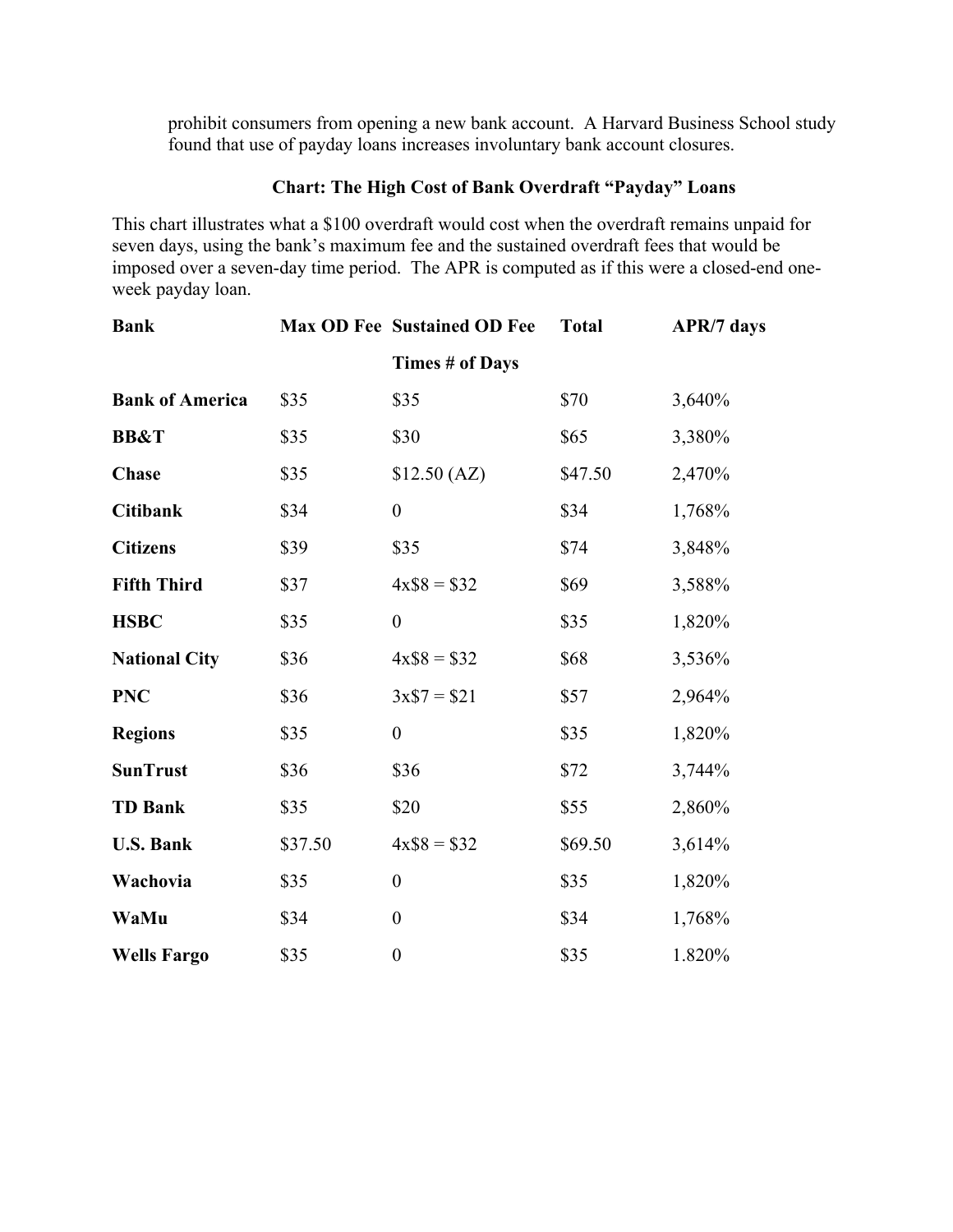prohibit consumers from opening a new bank account. A Harvard Business School study found that use of payday loans increases involuntary bank account closures.

**Chart: The High Cost of Bank Overdraft "Payday" Loans**

This chart illustrates what a $100 overdraft would cost when the overdraft remains unpaid for seven days, using the bank's maximum fee and the sustained overdraft fees that would be imposed over a seven-day time period. The APR is computed as if this were a closed-end one-week payday loan.

| Bank | Max OD Fee | Sustained OD Fee Times # of Days | Total | APR/7 days |
|---|---|---|---|---|
| **Bank of America** | $35 | $35 | $70 | 3,640% |
| **BB&T** | $35 | $30 | $65 | 3,380% |
| **Chase** | $35 | $12.50 (AZ) | $47.50 | 2,470% |
| **Citibank** | $34 | 0 | $34 | 1,768% |
| **Citizens** | $39 | $35 | $74 | 3,848% |
| **Fifth Third** | $37 | 4x$8 = $32 | $69 | 3,588% |
| **HSBC** | $35 | 0 | $35 | 1,820% |
| **National City** | $36 | 4x$8 = $32 | $68 | 3,536% |
| **PNC** | $36 | 3x$7 = $21 | $57 | 2,964% |
| **Regions** | $35 | 0 | $35 | 1,820% |
| **SunTrust** | $36 | $36 | $72 | 3,744% |
| **TD Bank** | $35 | $20 | $55 | 2,860% |
| **U.S. Bank** | $37.50 | 4x$8 = $32 | $69.50 | 3,614% |
| **Wachovia** | $35 | 0 | $35 | 1,820% |
| **WaMu** | $34 | 0 | $34 | 1,768% |
| **Wells Fargo** | $35 | 0 | $35 | 1.820% |